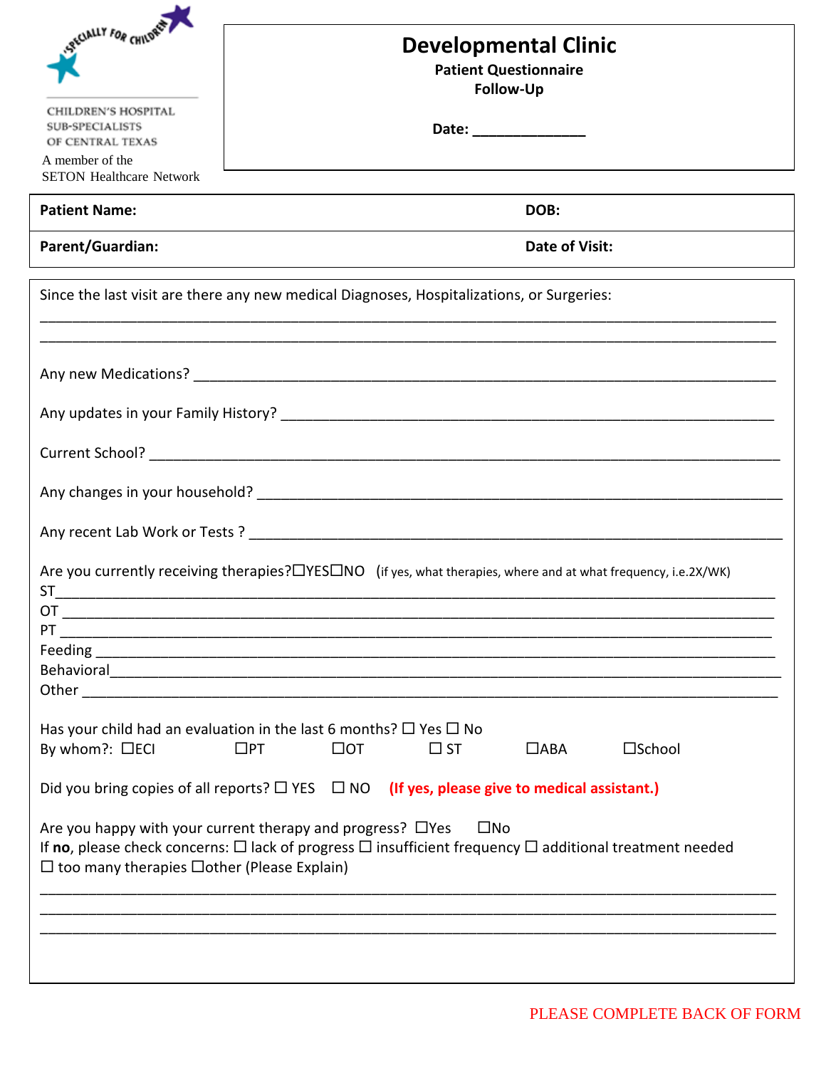CHILDREN'S HOSPITAL
SUB-SPECIALISTS
OF CENTRAL TEXAS

A member of the
SETON Healthcare Network

# Developmental Clinic

**Patient Questionnaire**

**Follow-Up**

**Date:** ______________

| **Patient Name:** | **DOB:** |
|---|---|
| **Parent/Guardian:** | **Date of Visit:** |

Since the last visit are there any new medical Diagnoses, Hospitalizations, or Surgeries:

_______________________________________________________________________________

_______________________________________________________________________________

Any new Medications? ___________________________________________________________

Any updates in your Family History? ______________________________________________

Current School? _______________________________________________________________

Any changes in your household? _________________________________________________

Any recent Lab Work or Tests ? _________________________________________________

Are you currently receiving therapies?☐YES☐NO (if yes, what therapies, where and at what frequency, i.e.2X/WK)

ST_____________________________________________________________________________

OT ____________________________________________________________________________

PT ____________________________________________________________________________

Feeding ________________________________________________________________________

Behavioral______________________________________________________________________

Other __________________________________________________________________________

Has your child had an evaluation in the last 6 months? ☐ Yes ☐ No

By whom?: ☐ECI ☐PT ☐OT ☐ ST ☐ABA ☐School

Did you bring copies of all reports? ☐ YES ☐ NO **(If yes, please give to medical assistant.)**

Are you happy with your current therapy and progress? ☐Yes ☐No

If **no**, please check concerns: ☐ lack of progress ☐ insufficient frequency ☐ additional treatment needed ☐ too many therapies ☐other (Please Explain)

_______________________________________________________________________________

_______________________________________________________________________________

_______________________________________________________________________________

PLEASE COMPLETE BACK OF FORM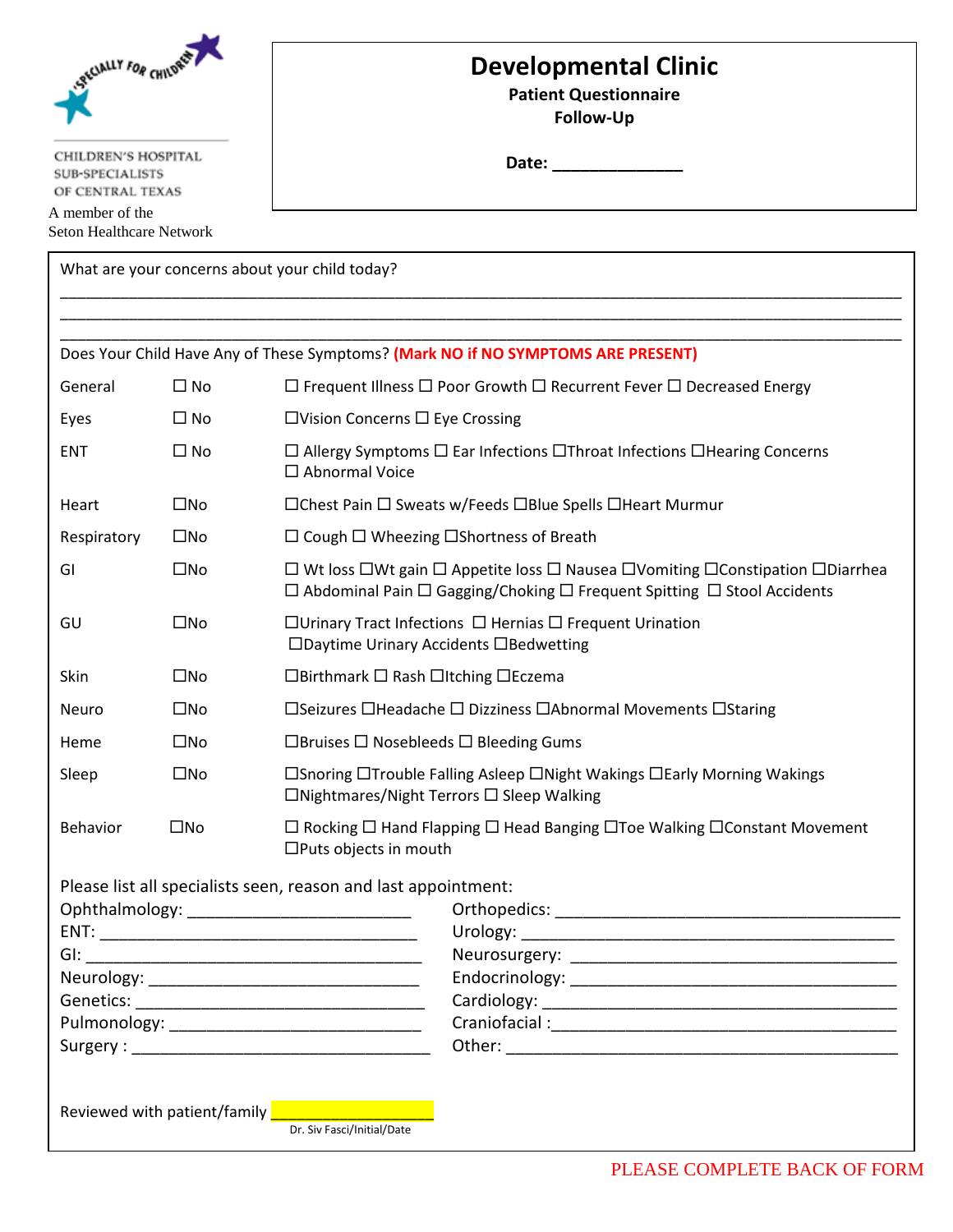SPECIALLY FOR CHILDREN

CHILDREN'S HOSPITAL
SUB-SPECIALISTS
OF CENTRAL TEXAS

A member of the
Seton Healthcare Network

# Developmental Clinic

**Patient Questionnaire**

**Follow-Up**

**Date: _______________**

What are your concerns about your child today?

_______________________________________________________________________________

_______________________________________________________________________________

_______________________________________________________________________________

Does Your Child Have Any of These Symptoms? **(Mark NO if NO SYMPTOMS ARE PRESENT)**

| | | |
|---|---|---|
| General | ☐ No | ☐ Frequent Illness ☐ Poor Growth ☐ Recurrent Fever ☐ Decreased Energy |
| Eyes | ☐ No | ☐Vision Concerns ☐ Eye Crossing |
| ENT | ☐ No | ☐ Allergy Symptoms ☐ Ear Infections ☐Throat Infections ☐Hearing Concerns ☐ Abnormal Voice |
| Heart | ☐No | ☐Chest Pain ☐ Sweats w/Feeds ☐Blue Spells ☐Heart Murmur |
| Respiratory | ☐No | ☐ Cough ☐ Wheezing ☐Shortness of Breath |
| GI | ☐No | ☐ Wt loss ☐Wt gain ☐ Appetite loss ☐ Nausea ☐Vomiting ☐Constipation ☐Diarrhea ☐ Abdominal Pain ☐ Gagging/Choking ☐ Frequent Spitting ☐ Stool Accidents |
| GU | ☐No | ☐Urinary Tract Infections ☐ Hernias ☐ Frequent Urination ☐Daytime Urinary Accidents ☐Bedwetting |
| Skin | ☐No | ☐Birthmark ☐ Rash ☐Itching ☐Eczema |
| Neuro | ☐No | ☐Seizures ☐Headache ☐ Dizziness ☐Abnormal Movements ☐Staring |
| Heme | ☐No | ☐Bruises ☐ Nosebleeds ☐ Bleeding Gums |
| Sleep | ☐No | ☐Snoring ☐Trouble Falling Asleep ☐Night Wakings ☐Early Morning Wakings ☐Nightmares/Night Terrors ☐ Sleep Walking |
| Behavior | ☐No | ☐ Rocking ☐ Hand Flapping ☐ Head Banging ☐Toe Walking ☐Constant Movement ☐Puts objects in mouth |

Please list all specialists seen, reason and last appointment:

Ophthalmology: ________________________

ENT: ___________________________________

GI: _____________________________________

Neurology: ______________________________

Genetics: ________________________________

Pulmonology: ____________________________

Surgery : ________________________________

Orthopedics: _____________________________________

Urology: ________________________________________

Neurosurgery: ____________________________________

Endocrinology: ___________________________________

Cardiology: ______________________________________

Craniofacial :_____________________________________

Other: __________________________________________

Reviewed with patient/family ________________

Dr. Siv Fasci/Initial/Date

PLEASE COMPLETE BACK OF FORM